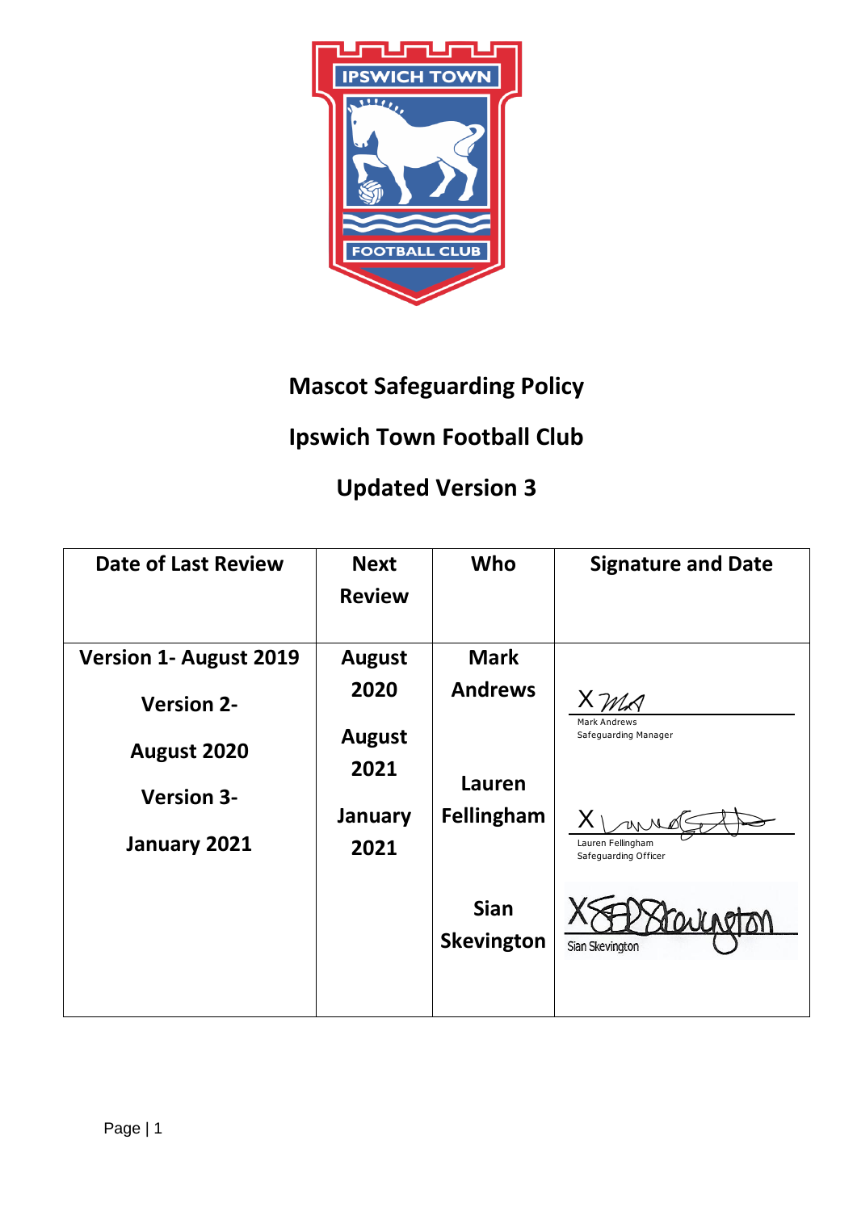# Mascot Safeguarding Policy

## Ipswich Town Football Club

## Updated Version 3

| Date of Last Review | Next Review | Who | Signature and Date |
|---|---|---|---|
| Version 1- August 2019 | August 2020 | Mark Andrews | X Mark Andrews, Safeguarding Manager |
| Version 2- August 2020 | August 2021 | Lauren Fellingham | X Lauren Fellingham, Safeguarding Officer |
| Version 3- January 2021 | January 2021 | Sian Skevington | X Sian Skevington |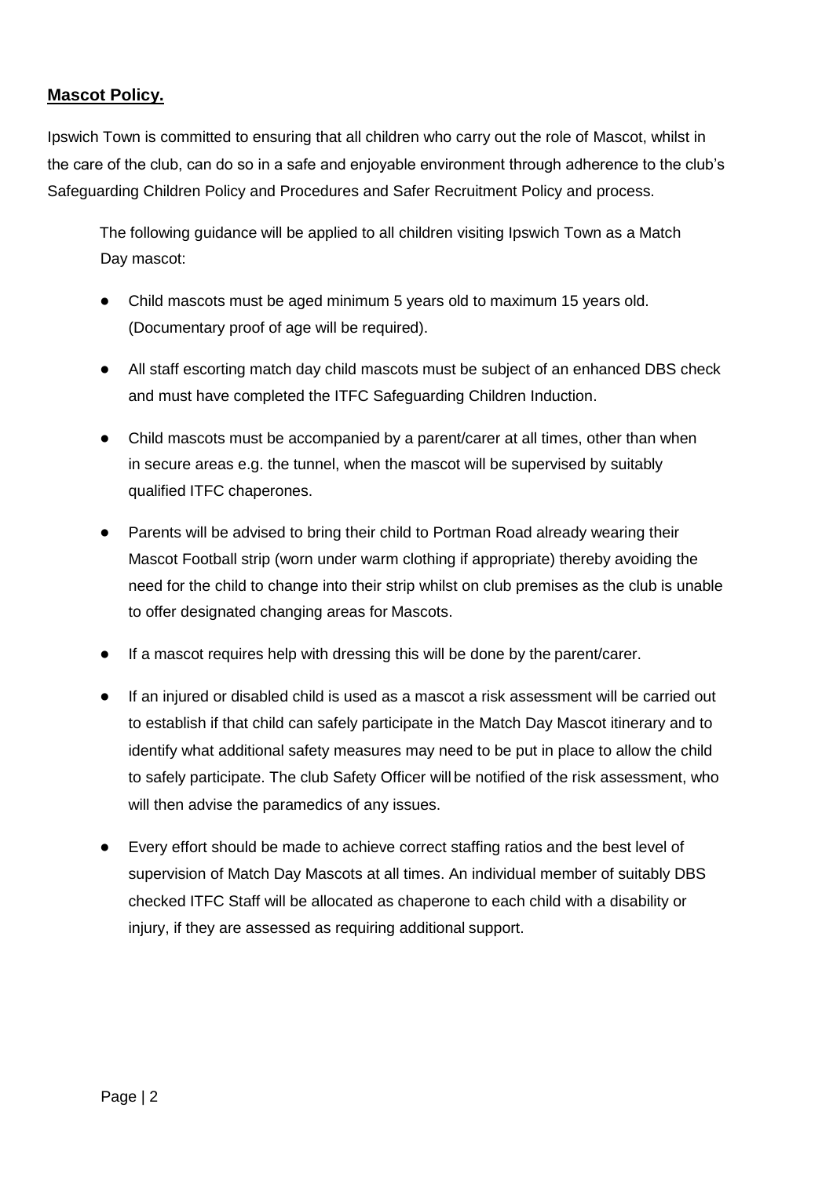**Mascot Policy.**

Ipswich Town is committed to ensuring that all children who carry out the role of Mascot, whilst in the care of the club, can do so in a safe and enjoyable environment through adherence to the club's Safeguarding Children Policy and Procedures and Safer Recruitment Policy and process.

The following guidance will be applied to all children visiting Ipswich Town as a Match Day mascot:

- Child mascots must be aged minimum 5 years old to maximum 15 years old. (Documentary proof of age will be required).
- All staff escorting match day child mascots must be subject of an enhanced DBS check and must have completed the ITFC Safeguarding Children Induction.
- Child mascots must be accompanied by a parent/carer at all times, other than when in secure areas e.g. the tunnel, when the mascot will be supervised by suitably qualified ITFC chaperones.
- Parents will be advised to bring their child to Portman Road already wearing their Mascot Football strip (worn under warm clothing if appropriate) thereby avoiding the need for the child to change into their strip whilst on club premises as the club is unable to offer designated changing areas for Mascots.
- If a mascot requires help with dressing this will be done by the parent/carer.
- If an injured or disabled child is used as a mascot a risk assessment will be carried out to establish if that child can safely participate in the Match Day Mascot itinerary and to identify what additional safety measures may need to be put in place to allow the child to safely participate. The club Safety Officer will be notified of the risk assessment, who will then advise the paramedics of any issues.
- Every effort should be made to achieve correct staffing ratios and the best level of supervision of Match Day Mascots at all times. An individual member of suitably DBS checked ITFC Staff will be allocated as chaperone to each child with a disability or injury, if they are assessed as requiring additional support.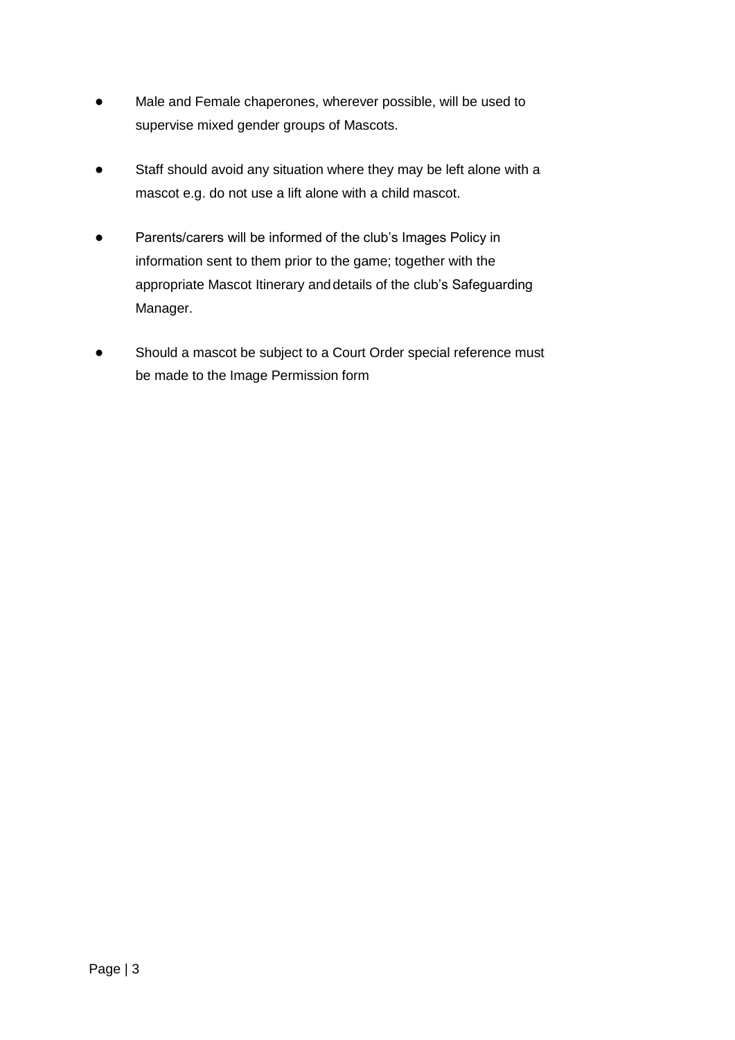- Male and Female chaperones, wherever possible, will be used to supervise mixed gender groups of Mascots.

- Staff should avoid any situation where they may be left alone with a mascot e.g. do not use a lift alone with a child mascot.

- Parents/carers will be informed of the club's Images Policy in information sent to them prior to the game; together with the appropriate Mascot Itinerary and details of the club's Safeguarding Manager.

- Should a mascot be subject to a Court Order special reference must be made to the Image Permission form